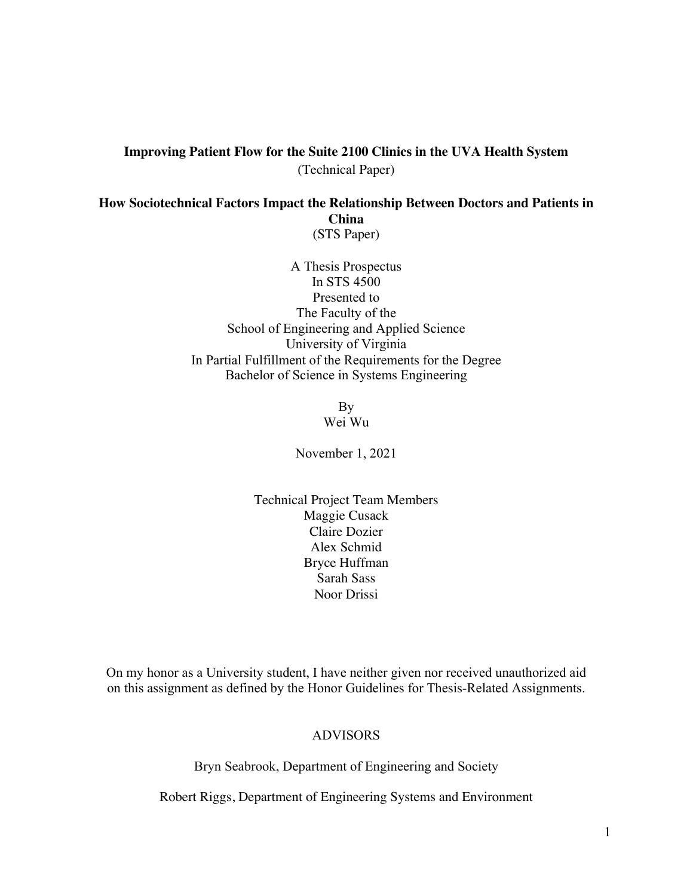**Improving Patient Flow for the Suite 2100 Clinics in the UVA Health System**
(Technical Paper)

**How Sociotechnical Factors Impact the Relationship Between Doctors and Patients in China**
(STS Paper)

A Thesis Prospectus
In STS 4500
Presented to
The Faculty of the
School of Engineering and Applied Science
University of Virginia
In Partial Fulfillment of the Requirements for the Degree
Bachelor of Science in Systems Engineering

By
Wei Wu

November 1, 2021

Technical Project Team Members
Maggie Cusack
Claire Dozier
Alex Schmid
Bryce Huffman
Sarah Sass
Noor Drissi

On my honor as a University student, I have neither given nor received unauthorized aid on this assignment as defined by the Honor Guidelines for Thesis-Related Assignments.

ADVISORS

Bryn Seabrook, Department of Engineering and Society

Robert Riggs, Department of Engineering Systems and Environment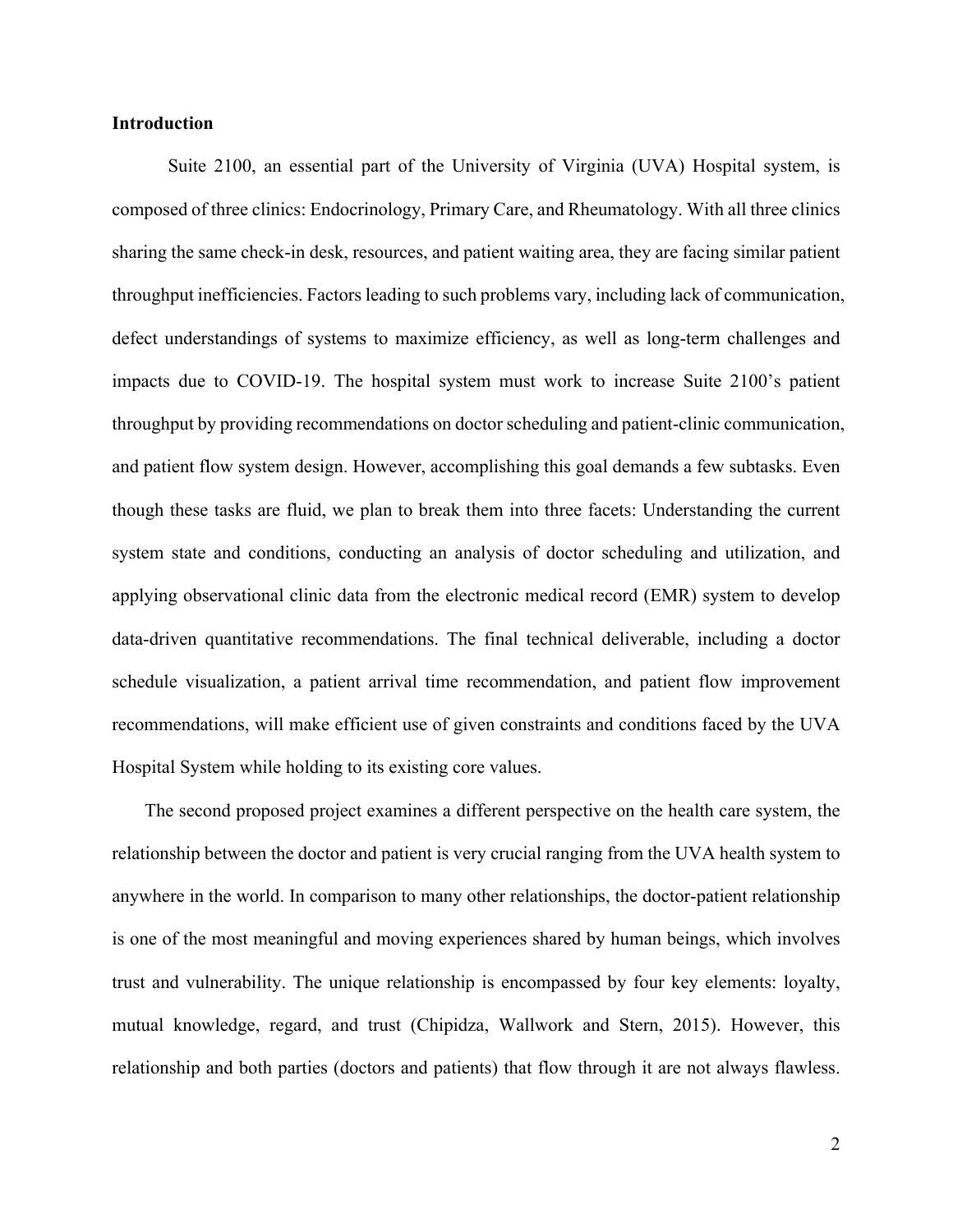**Introduction**

Suite 2100, an essential part of the University of Virginia (UVA) Hospital system, is composed of three clinics: Endocrinology, Primary Care, and Rheumatology. With all three clinics sharing the same check-in desk, resources, and patient waiting area, they are facing similar patient throughput inefficiencies. Factors leading to such problems vary, including lack of communication, defect understandings of systems to maximize efficiency, as well as long-term challenges and impacts due to COVID-19. The hospital system must work to increase Suite 2100's patient throughput by providing recommendations on doctor scheduling and patient-clinic communication, and patient flow system design. However, accomplishing this goal demands a few subtasks. Even though these tasks are fluid, we plan to break them into three facets: Understanding the current system state and conditions, conducting an analysis of doctor scheduling and utilization, and applying observational clinic data from the electronic medical record (EMR) system to develop data-driven quantitative recommendations. The final technical deliverable, including a doctor schedule visualization, a patient arrival time recommendation, and patient flow improvement recommendations, will make efficient use of given constraints and conditions faced by the UVA Hospital System while holding to its existing core values.

The second proposed project examines a different perspective on the health care system, the relationship between the doctor and patient is very crucial ranging from the UVA health system to anywhere in the world. In comparison to many other relationships, the doctor-patient relationship is one of the most meaningful and moving experiences shared by human beings, which involves trust and vulnerability. The unique relationship is encompassed by four key elements: loyalty, mutual knowledge, regard, and trust (Chipidza, Wallwork and Stern, 2015). However, this relationship and both parties (doctors and patients) that flow through it are not always flawless.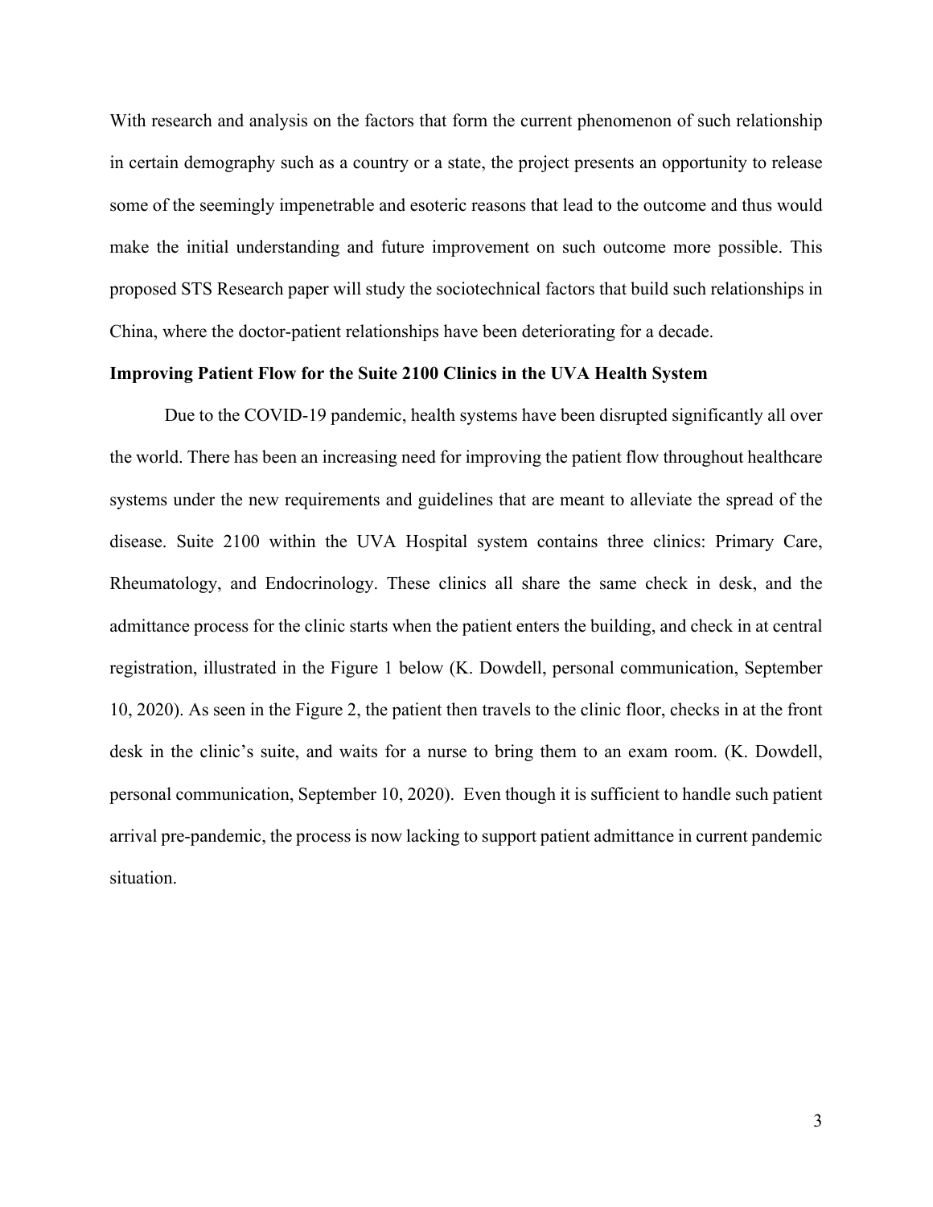With research and analysis on the factors that form the current phenomenon of such relationship in certain demography such as a country or a state, the project presents an opportunity to release some of the seemingly impenetrable and esoteric reasons that lead to the outcome and thus would make the initial understanding and future improvement on such outcome more possible. This proposed STS Research paper will study the sociotechnical factors that build such relationships in China, where the doctor-patient relationships have been deteriorating for a decade.

**Improving Patient Flow for the Suite 2100 Clinics in the UVA Health System**

Due to the COVID-19 pandemic, health systems have been disrupted significantly all over the world. There has been an increasing need for improving the patient flow throughout healthcare systems under the new requirements and guidelines that are meant to alleviate the spread of the disease. Suite 2100 within the UVA Hospital system contains three clinics: Primary Care, Rheumatology, and Endocrinology. These clinics all share the same check in desk, and the admittance process for the clinic starts when the patient enters the building, and check in at central registration, illustrated in the Figure 1 below (K. Dowdell, personal communication, September 10, 2020). As seen in the Figure 2, the patient then travels to the clinic floor, checks in at the front desk in the clinic's suite, and waits for a nurse to bring them to an exam room. (K. Dowdell, personal communication, September 10, 2020). Even though it is sufficient to handle such patient arrival pre-pandemic, the process is now lacking to support patient admittance in current pandemic situation.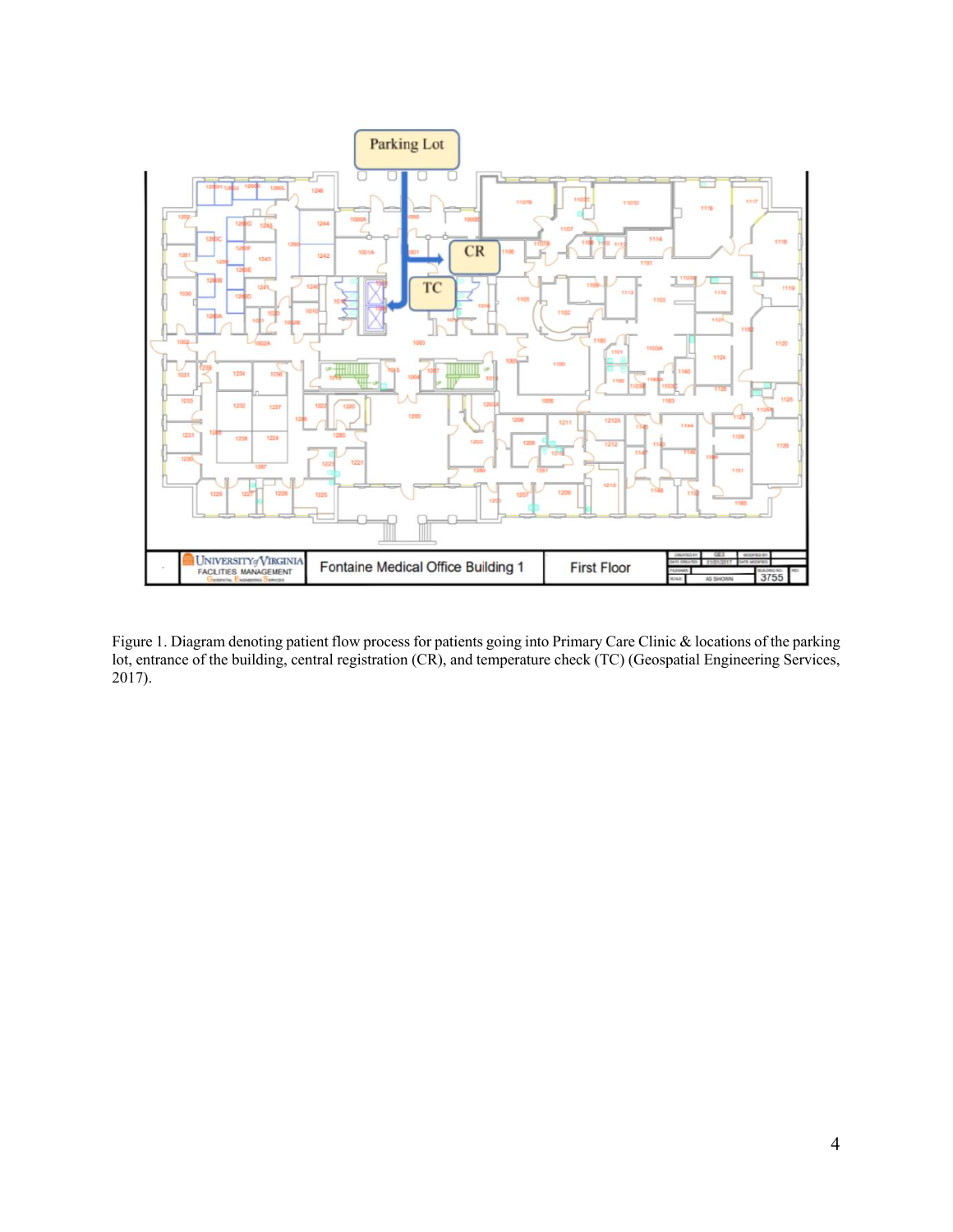Figure 1. Diagram denoting patient flow process for patients going into Primary Care Clinic & locations of the parking lot, entrance of the building, central registration (CR), and temperature check (TC) (Geospatial Engineering Services, 2017).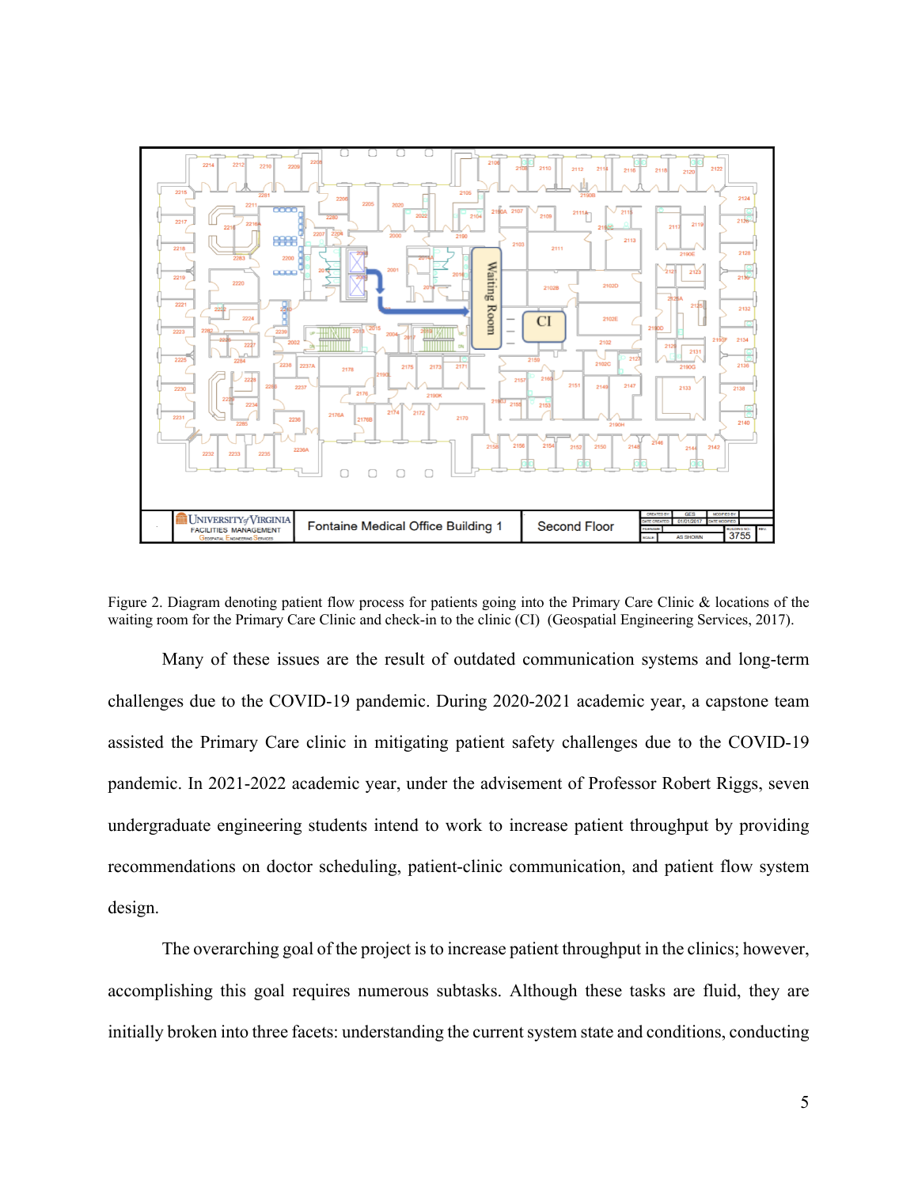Figure 2. Diagram denoting patient flow process for patients going into the Primary Care Clinic & locations of the waiting room for the Primary Care Clinic and check-in to the clinic (CI) (Geospatial Engineering Services, 2017).

Many of these issues are the result of outdated communication systems and long-term challenges due to the COVID-19 pandemic. During 2020-2021 academic year, a capstone team assisted the Primary Care clinic in mitigating patient safety challenges due to the COVID-19 pandemic. In 2021-2022 academic year, under the advisement of Professor Robert Riggs, seven undergraduate engineering students intend to work to increase patient throughput by providing recommendations on doctor scheduling, patient-clinic communication, and patient flow system design.

The overarching goal of the project is to increase patient throughput in the clinics; however, accomplishing this goal requires numerous subtasks. Although these tasks are fluid, they are initially broken into three facets: understanding the current system state and conditions, conducting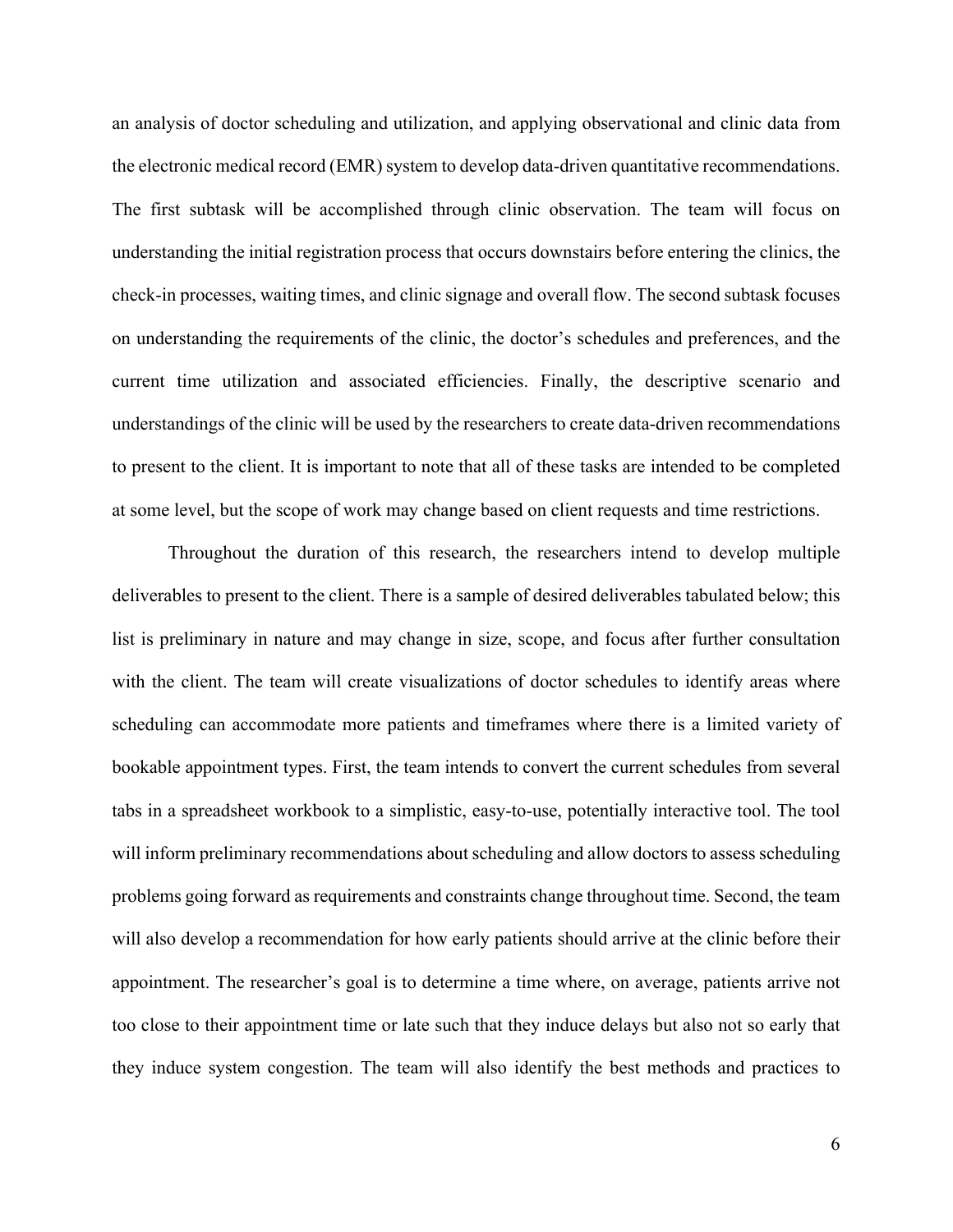an analysis of doctor scheduling and utilization, and applying observational and clinic data from the electronic medical record (EMR) system to develop data-driven quantitative recommendations. The first subtask will be accomplished through clinic observation. The team will focus on understanding the initial registration process that occurs downstairs before entering the clinics, the check-in processes, waiting times, and clinic signage and overall flow. The second subtask focuses on understanding the requirements of the clinic, the doctor's schedules and preferences, and the current time utilization and associated efficiencies. Finally, the descriptive scenario and understandings of the clinic will be used by the researchers to create data-driven recommendations to present to the client. It is important to note that all of these tasks are intended to be completed at some level, but the scope of work may change based on client requests and time restrictions.

Throughout the duration of this research, the researchers intend to develop multiple deliverables to present to the client. There is a sample of desired deliverables tabulated below; this list is preliminary in nature and may change in size, scope, and focus after further consultation with the client. The team will create visualizations of doctor schedules to identify areas where scheduling can accommodate more patients and timeframes where there is a limited variety of bookable appointment types. First, the team intends to convert the current schedules from several tabs in a spreadsheet workbook to a simplistic, easy-to-use, potentially interactive tool. The tool will inform preliminary recommendations about scheduling and allow doctors to assess scheduling problems going forward as requirements and constraints change throughout time. Second, the team will also develop a recommendation for how early patients should arrive at the clinic before their appointment. The researcher's goal is to determine a time where, on average, patients arrive not too close to their appointment time or late such that they induce delays but also not so early that they induce system congestion. The team will also identify the best methods and practices to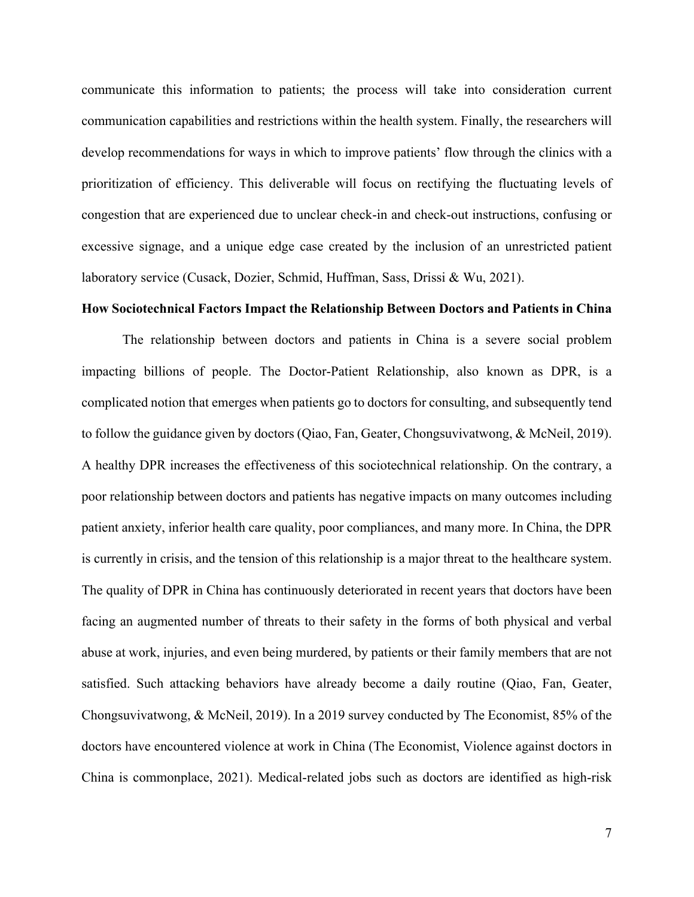communicate this information to patients; the process will take into consideration current communication capabilities and restrictions within the health system. Finally, the researchers will develop recommendations for ways in which to improve patients' flow through the clinics with a prioritization of efficiency. This deliverable will focus on rectifying the fluctuating levels of congestion that are experienced due to unclear check-in and check-out instructions, confusing or excessive signage, and a unique edge case created by the inclusion of an unrestricted patient laboratory service (Cusack, Dozier, Schmid, Huffman, Sass, Drissi & Wu, 2021).

**How Sociotechnical Factors Impact the Relationship Between Doctors and Patients in China**

The relationship between doctors and patients in China is a severe social problem impacting billions of people. The Doctor-Patient Relationship, also known as DPR, is a complicated notion that emerges when patients go to doctors for consulting, and subsequently tend to follow the guidance given by doctors (Qiao, Fan, Geater, Chongsuvivatwong, & McNeil, 2019). A healthy DPR increases the effectiveness of this sociotechnical relationship. On the contrary, a poor relationship between doctors and patients has negative impacts on many outcomes including patient anxiety, inferior health care quality, poor compliances, and many more. In China, the DPR is currently in crisis, and the tension of this relationship is a major threat to the healthcare system. The quality of DPR in China has continuously deteriorated in recent years that doctors have been facing an augmented number of threats to their safety in the forms of both physical and verbal abuse at work, injuries, and even being murdered, by patients or their family members that are not satisfied. Such attacking behaviors have already become a daily routine (Qiao, Fan, Geater, Chongsuvivatwong, & McNeil, 2019). In a 2019 survey conducted by The Economist, 85% of the doctors have encountered violence at work in China (The Economist, Violence against doctors in China is commonplace, 2021). Medical-related jobs such as doctors are identified as high-risk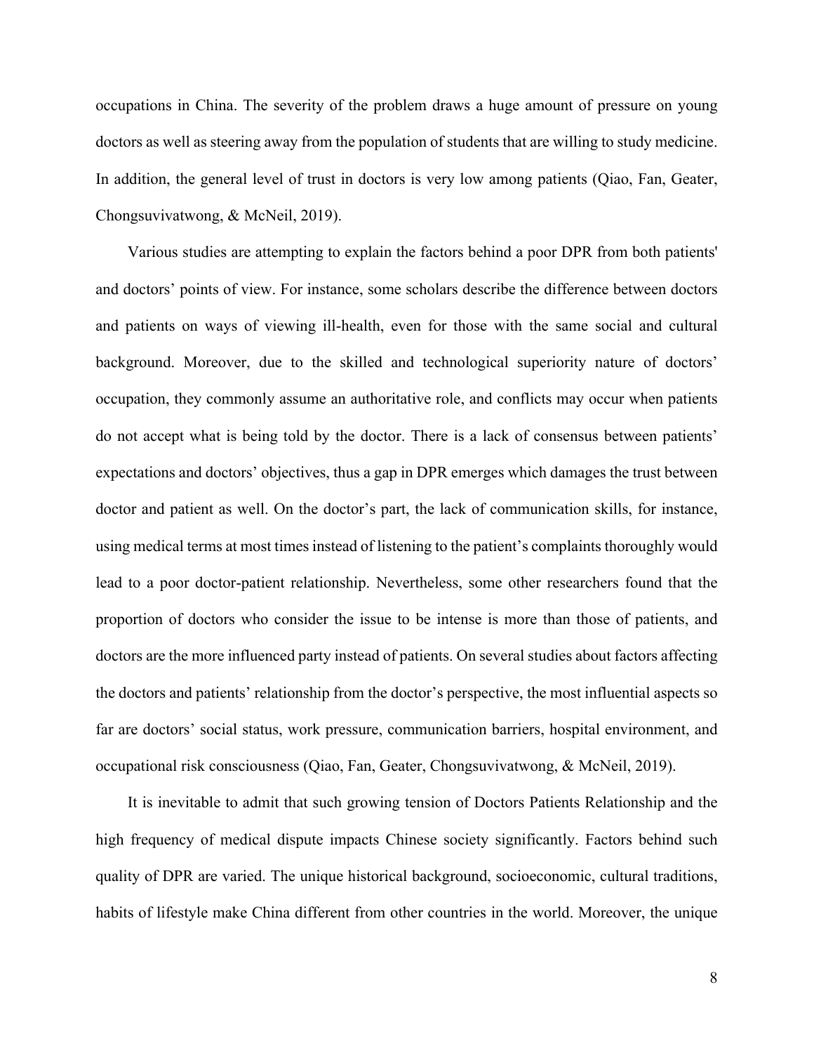occupations in China. The severity of the problem draws a huge amount of pressure on young doctors as well as steering away from the population of students that are willing to study medicine. In addition, the general level of trust in doctors is very low among patients (Qiao, Fan, Geater, Chongsuvivatwong, & McNeil, 2019).

Various studies are attempting to explain the factors behind a poor DPR from both patients' and doctors' points of view. For instance, some scholars describe the difference between doctors and patients on ways of viewing ill-health, even for those with the same social and cultural background. Moreover, due to the skilled and technological superiority nature of doctors' occupation, they commonly assume an authoritative role, and conflicts may occur when patients do not accept what is being told by the doctor. There is a lack of consensus between patients' expectations and doctors' objectives, thus a gap in DPR emerges which damages the trust between doctor and patient as well. On the doctor's part, the lack of communication skills, for instance, using medical terms at most times instead of listening to the patient's complaints thoroughly would lead to a poor doctor-patient relationship. Nevertheless, some other researchers found that the proportion of doctors who consider the issue to be intense is more than those of patients, and doctors are the more influenced party instead of patients. On several studies about factors affecting the doctors and patients' relationship from the doctor's perspective, the most influential aspects so far are doctors' social status, work pressure, communication barriers, hospital environment, and occupational risk consciousness (Qiao, Fan, Geater, Chongsuvivatwong, & McNeil, 2019).

It is inevitable to admit that such growing tension of Doctors Patients Relationship and the high frequency of medical dispute impacts Chinese society significantly. Factors behind such quality of DPR are varied. The unique historical background, socioeconomic, cultural traditions, habits of lifestyle make China different from other countries in the world. Moreover, the unique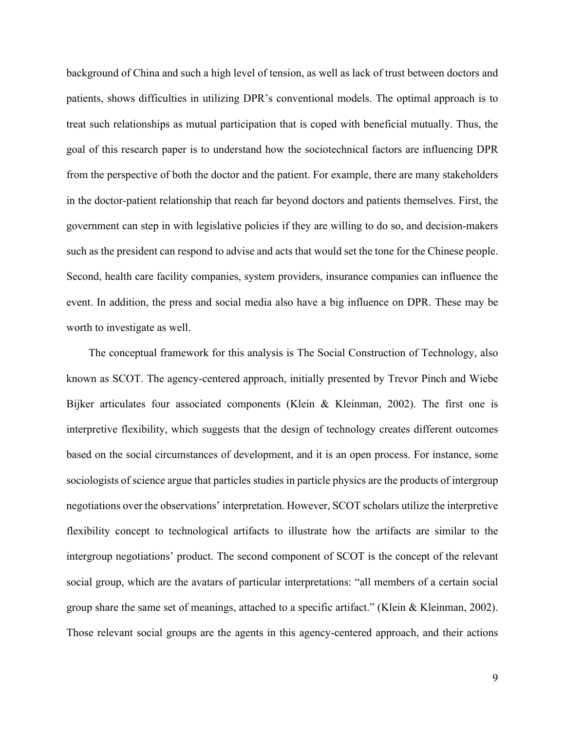background of China and such a high level of tension, as well as lack of trust between doctors and patients, shows difficulties in utilizing DPR's conventional models. The optimal approach is to treat such relationships as mutual participation that is coped with beneficial mutually. Thus, the goal of this research paper is to understand how the sociotechnical factors are influencing DPR from the perspective of both the doctor and the patient. For example, there are many stakeholders in the doctor-patient relationship that reach far beyond doctors and patients themselves. First, the government can step in with legislative policies if they are willing to do so, and decision-makers such as the president can respond to advise and acts that would set the tone for the Chinese people. Second, health care facility companies, system providers, insurance companies can influence the event. In addition, the press and social media also have a big influence on DPR. These may be worth to investigate as well.

The conceptual framework for this analysis is The Social Construction of Technology, also known as SCOT. The agency-centered approach, initially presented by Trevor Pinch and Wiebe Bijker articulates four associated components (Klein & Kleinman, 2002). The first one is interpretive flexibility, which suggests that the design of technology creates different outcomes based on the social circumstances of development, and it is an open process. For instance, some sociologists of science argue that particles studies in particle physics are the products of intergroup negotiations over the observations' interpretation. However, SCOT scholars utilize the interpretive flexibility concept to technological artifacts to illustrate how the artifacts are similar to the intergroup negotiations' product. The second component of SCOT is the concept of the relevant social group, which are the avatars of particular interpretations: "all members of a certain social group share the same set of meanings, attached to a specific artifact." (Klein & Kleinman, 2002). Those relevant social groups are the agents in this agency-centered approach, and their actions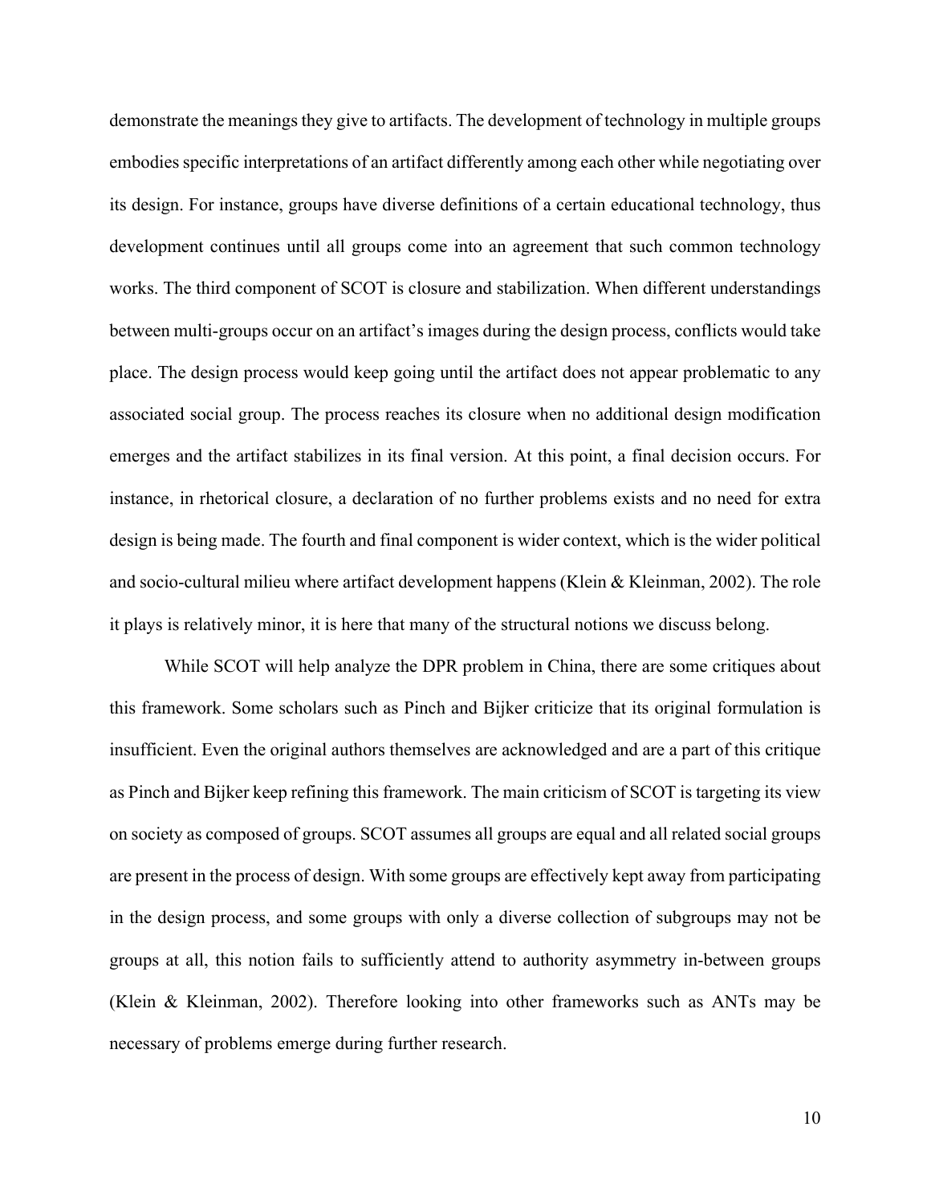demonstrate the meanings they give to artifacts. The development of technology in multiple groups embodies specific interpretations of an artifact differently among each other while negotiating over its design. For instance, groups have diverse definitions of a certain educational technology, thus development continues until all groups come into an agreement that such common technology works. The third component of SCOT is closure and stabilization. When different understandings between multi-groups occur on an artifact's images during the design process, conflicts would take place. The design process would keep going until the artifact does not appear problematic to any associated social group. The process reaches its closure when no additional design modification emerges and the artifact stabilizes in its final version. At this point, a final decision occurs. For instance, in rhetorical closure, a declaration of no further problems exists and no need for extra design is being made. The fourth and final component is wider context, which is the wider political and socio-cultural milieu where artifact development happens (Klein & Kleinman, 2002). The role it plays is relatively minor, it is here that many of the structural notions we discuss belong.

While SCOT will help analyze the DPR problem in China, there are some critiques about this framework. Some scholars such as Pinch and Bijker criticize that its original formulation is insufficient. Even the original authors themselves are acknowledged and are a part of this critique as Pinch and Bijker keep refining this framework. The main criticism of SCOT is targeting its view on society as composed of groups. SCOT assumes all groups are equal and all related social groups are present in the process of design. With some groups are effectively kept away from participating in the design process, and some groups with only a diverse collection of subgroups may not be groups at all, this notion fails to sufficiently attend to authority asymmetry in-between groups (Klein & Kleinman, 2002). Therefore looking into other frameworks such as ANTs may be necessary of problems emerge during further research.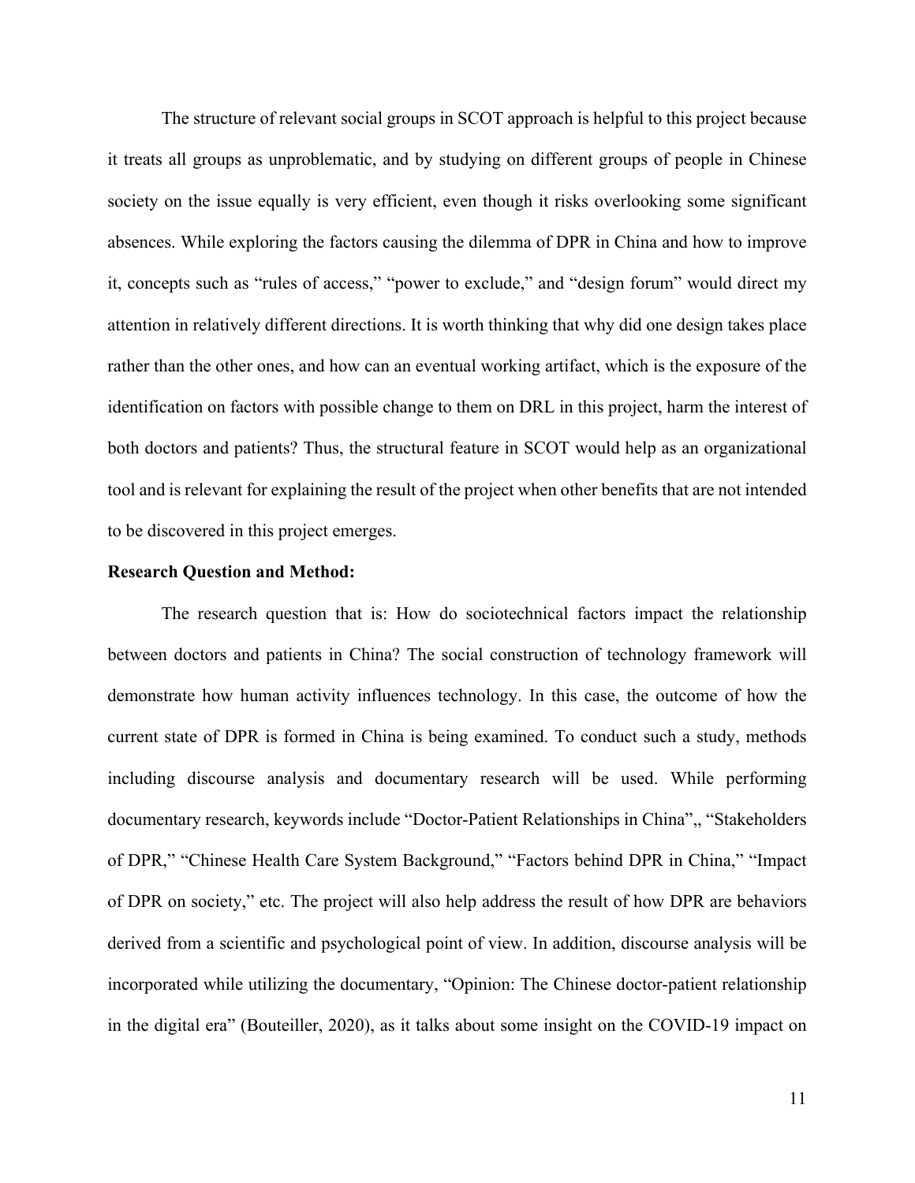The structure of relevant social groups in SCOT approach is helpful to this project because it treats all groups as unproblematic, and by studying on different groups of people in Chinese society on the issue equally is very efficient, even though it risks overlooking some significant absences. While exploring the factors causing the dilemma of DPR in China and how to improve it, concepts such as "rules of access," "power to exclude," and "design forum" would direct my attention in relatively different directions. It is worth thinking that why did one design takes place rather than the other ones, and how can an eventual working artifact, which is the exposure of the identification on factors with possible change to them on DRL in this project, harm the interest of both doctors and patients? Thus, the structural feature in SCOT would help as an organizational tool and is relevant for explaining the result of the project when other benefits that are not intended to be discovered in this project emerges.

**Research Question and Method:**

The research question that is: How do sociotechnical factors impact the relationship between doctors and patients in China? The social construction of technology framework will demonstrate how human activity influences technology. In this case, the outcome of how the current state of DPR is formed in China is being examined. To conduct such a study, methods including discourse analysis and documentary research will be used. While performing documentary research, keywords include "Doctor-Patient Relationships in China"„ "Stakeholders of DPR," "Chinese Health Care System Background," "Factors behind DPR in China," "Impact of DPR on society," etc. The project will also help address the result of how DPR are behaviors derived from a scientific and psychological point of view. In addition, discourse analysis will be incorporated while utilizing the documentary, "Opinion: The Chinese doctor-patient relationship in the digital era" (Bouteiller, 2020), as it talks about some insight on the COVID-19 impact on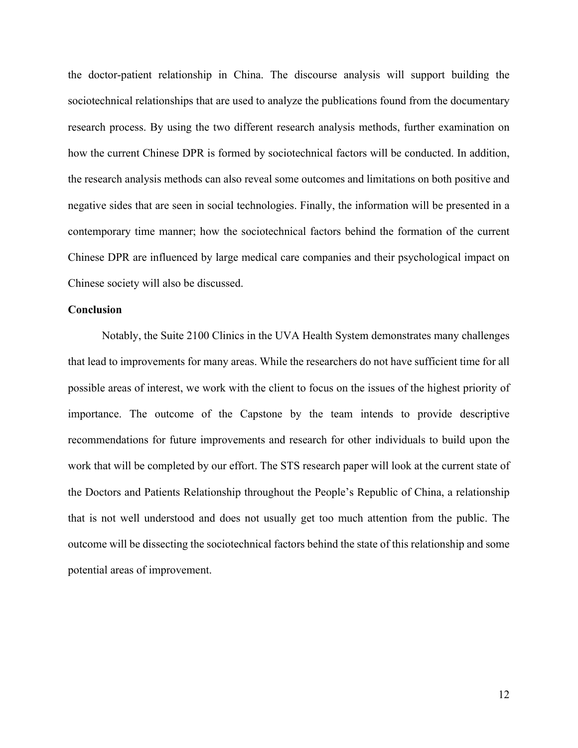the doctor-patient relationship in China. The discourse analysis will support building the sociotechnical relationships that are used to analyze the publications found from the documentary research process. By using the two different research analysis methods, further examination on how the current Chinese DPR is formed by sociotechnical factors will be conducted. In addition, the research analysis methods can also reveal some outcomes and limitations on both positive and negative sides that are seen in social technologies. Finally, the information will be presented in a contemporary time manner; how the sociotechnical factors behind the formation of the current Chinese DPR are influenced by large medical care companies and their psychological impact on Chinese society will also be discussed.

**Conclusion**

Notably, the Suite 2100 Clinics in the UVA Health System demonstrates many challenges that lead to improvements for many areas. While the researchers do not have sufficient time for all possible areas of interest, we work with the client to focus on the issues of the highest priority of importance. The outcome of the Capstone by the team intends to provide descriptive recommendations for future improvements and research for other individuals to build upon the work that will be completed by our effort. The STS research paper will look at the current state of the Doctors and Patients Relationship throughout the People's Republic of China, a relationship that is not well understood and does not usually get too much attention from the public. The outcome will be dissecting the sociotechnical factors behind the state of this relationship and some potential areas of improvement.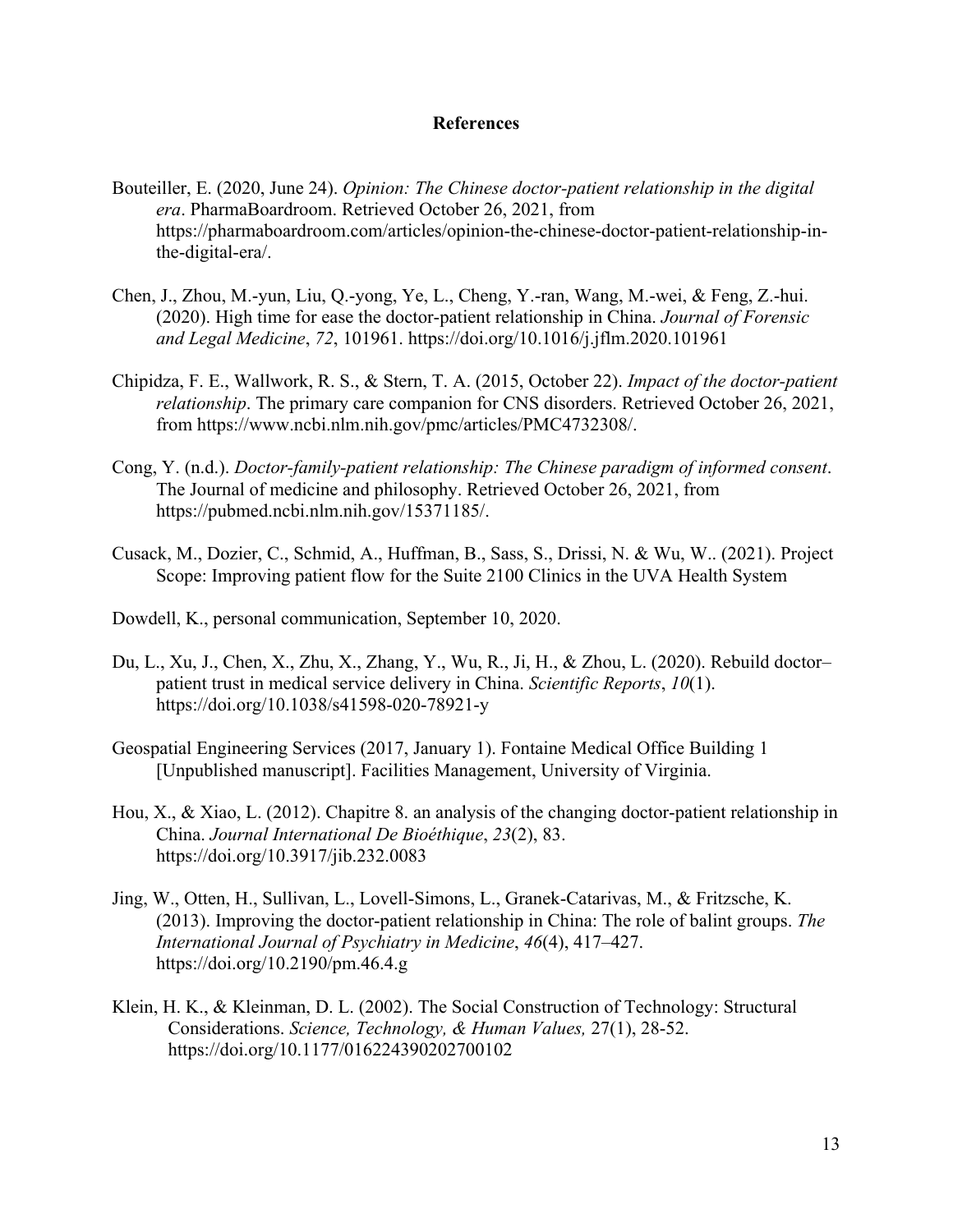# References

Bouteiller, E. (2020, June 24). *Opinion: The Chinese doctor-patient relationship in the digital era*. PharmaBoardroom. Retrieved October 26, 2021, from https://pharmaboardroom.com/articles/opinion-the-chinese-doctor-patient-relationship-in-the-digital-era/.

Chen, J., Zhou, M.-yun, Liu, Q.-yong, Ye, L., Cheng, Y.-ran, Wang, M.-wei, & Feng, Z.-hui. (2020). High time for ease the doctor-patient relationship in China. *Journal of Forensic and Legal Medicine*, *72*, 101961. https://doi.org/10.1016/j.jflm.2020.101961

Chipidza, F. E., Wallwork, R. S., & Stern, T. A. (2015, October 22). *Impact of the doctor-patient relationship*. The primary care companion for CNS disorders. Retrieved October 26, 2021, from https://www.ncbi.nlm.nih.gov/pmc/articles/PMC4732308/.

Cong, Y. (n.d.). *Doctor-family-patient relationship: The Chinese paradigm of informed consent*. The Journal of medicine and philosophy. Retrieved October 26, 2021, from https://pubmed.ncbi.nlm.nih.gov/15371185/.

Cusack, M., Dozier, C., Schmid, A., Huffman, B., Sass, S., Drissi, N. & Wu, W.. (2021). Project Scope: Improving patient flow for the Suite 2100 Clinics in the UVA Health System

Dowdell, K., personal communication, September 10, 2020.

Du, L., Xu, J., Chen, X., Zhu, X., Zhang, Y., Wu, R., Ji, H., & Zhou, L. (2020). Rebuild doctor–patient trust in medical service delivery in China. *Scientific Reports*, *10*(1). https://doi.org/10.1038/s41598-020-78921-y

Geospatial Engineering Services (2017, January 1). Fontaine Medical Office Building 1 [Unpublished manuscript]. Facilities Management, University of Virginia.

Hou, X., & Xiao, L. (2012). Chapitre 8. an analysis of the changing doctor-patient relationship in China. *Journal International De Bioéthique*, *23*(2), 83. https://doi.org/10.3917/jib.232.0083

Jing, W., Otten, H., Sullivan, L., Lovell-Simons, L., Granek-Catarivas, M., & Fritzsche, K. (2013). Improving the doctor-patient relationship in China: The role of balint groups. *The International Journal of Psychiatry in Medicine*, *46*(4), 417–427. https://doi.org/10.2190/pm.46.4.g

Klein, H. K., & Kleinman, D. L. (2002). The Social Construction of Technology: Structural Considerations. *Science, Technology, & Human Values,* 27(1), 28-52. https://doi.org/10.1177/016224390202700102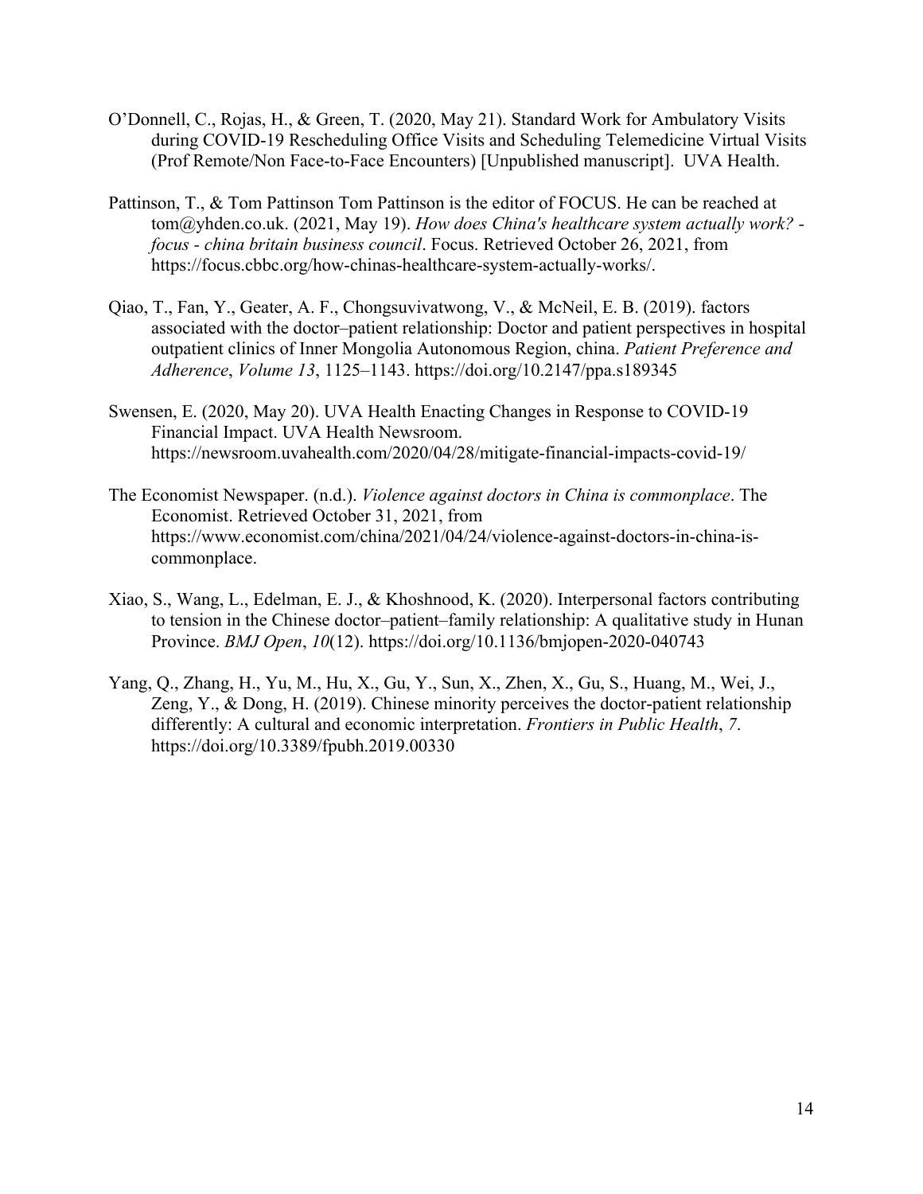O'Donnell, C., Rojas, H., & Green, T. (2020, May 21). Standard Work for Ambulatory Visits during COVID-19 Rescheduling Office Visits and Scheduling Telemedicine Virtual Visits (Prof Remote/Non Face-to-Face Encounters) [Unpublished manuscript]. UVA Health.

Pattinson, T., & Tom Pattinson Tom Pattinson is the editor of FOCUS. He can be reached at tom@yhden.co.uk. (2021, May 19). *How does China's healthcare system actually work? - focus - china britain business council*. Focus. Retrieved October 26, 2021, from https://focus.cbbc.org/how-chinas-healthcare-system-actually-works/.

Qiao, T., Fan, Y., Geater, A. F., Chongsuvivatwong, V., & McNeil, E. B. (2019). factors associated with the doctor–patient relationship: Doctor and patient perspectives in hospital outpatient clinics of Inner Mongolia Autonomous Region, china. *Patient Preference and Adherence*, *Volume 13*, 1125–1143. https://doi.org/10.2147/ppa.s189345

Swensen, E. (2020, May 20). UVA Health Enacting Changes in Response to COVID-19 Financial Impact. UVA Health Newsroom. https://newsroom.uvahealth.com/2020/04/28/mitigate-financial-impacts-covid-19/

The Economist Newspaper. (n.d.). *Violence against doctors in China is commonplace*. The Economist. Retrieved October 31, 2021, from https://www.economist.com/china/2021/04/24/violence-against-doctors-in-china-is-commonplace.

Xiao, S., Wang, L., Edelman, E. J., & Khoshnood, K. (2020). Interpersonal factors contributing to tension in the Chinese doctor–patient–family relationship: A qualitative study in Hunan Province. *BMJ Open*, *10*(12). https://doi.org/10.1136/bmjopen-2020-040743

Yang, Q., Zhang, H., Yu, M., Hu, X., Gu, Y., Sun, X., Zhen, X., Gu, S., Huang, M., Wei, J., Zeng, Y., & Dong, H. (2019). Chinese minority perceives the doctor-patient relationship differently: A cultural and economic interpretation. *Frontiers in Public Health*, *7*. https://doi.org/10.3389/fpubh.2019.00330